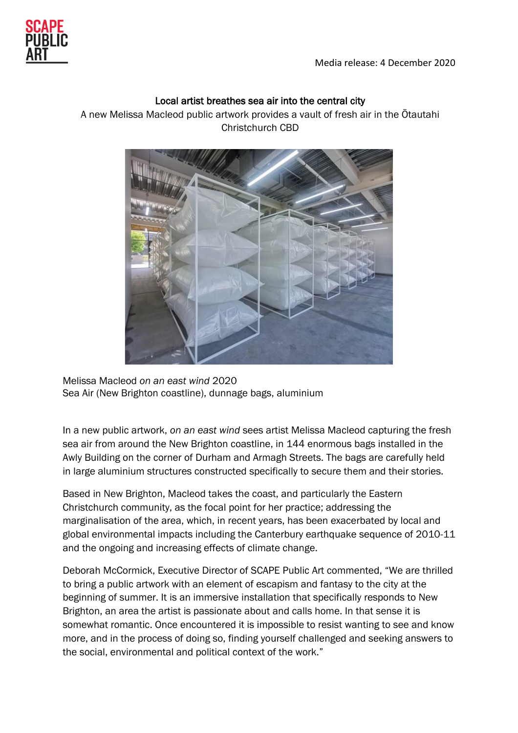Media release: 4 December 2020

# Local artist breathes sea air into the central city

A new Melissa Macleod public artwork provides a vault of fresh air in the Ōtautahi Christchurch CBD

Melissa Macleod *on an east wind* 2020
Sea Air (New Brighton coastline), dunnage bags, aluminium

In a new public artwork, *on an east wind* sees artist Melissa Macleod capturing the fresh sea air from around the New Brighton coastline, in 144 enormous bags installed in the Awly Building on the corner of Durham and Armagh Streets. The bags are carefully held in large aluminium structures constructed specifically to secure them and their stories.

Based in New Brighton, Macleod takes the coast, and particularly the Eastern Christchurch community, as the focal point for her practice; addressing the marginalisation of the area, which, in recent years, has been exacerbated by local and global environmental impacts including the Canterbury earthquake sequence of 2010-11 and the ongoing and increasing effects of climate change.

Deborah McCormick, Executive Director of SCAPE Public Art commented, "We are thrilled to bring a public artwork with an element of escapism and fantasy to the city at the beginning of summer. It is an immersive installation that specifically responds to New Brighton, an area the artist is passionate about and calls home. In that sense it is somewhat romantic. Once encountered it is impossible to resist wanting to see and know more, and in the process of doing so, finding yourself challenged and seeking answers to the social, environmental and political context of the work."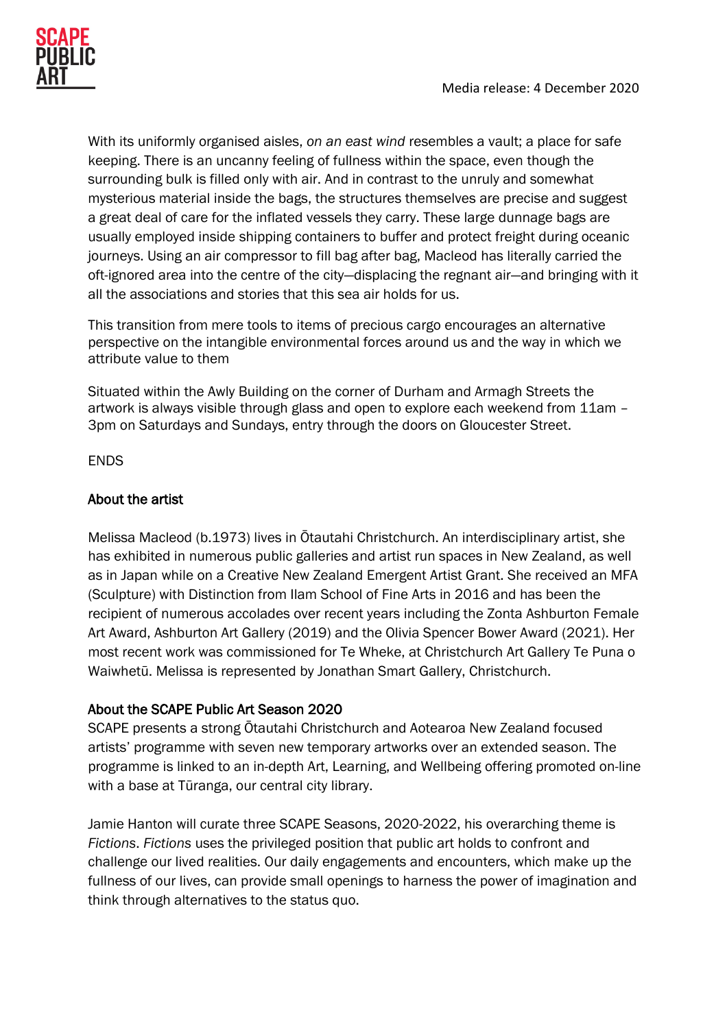With its uniformly organised aisles, *on an east wind* resembles a vault; a place for safe keeping. There is an uncanny feeling of fullness within the space, even though the surrounding bulk is filled only with air. And in contrast to the unruly and somewhat mysterious material inside the bags, the structures themselves are precise and suggest a great deal of care for the inflated vessels they carry. These large dunnage bags are usually employed inside shipping containers to buffer and protect freight during oceanic journeys. Using an air compressor to fill bag after bag, Macleod has literally carried the oft-ignored area into the centre of the city—displacing the regnant air—and bringing with it all the associations and stories that this sea air holds for us.

This transition from mere tools to items of precious cargo encourages an alternative perspective on the intangible environmental forces around us and the way in which we attribute value to them

Situated within the Awly Building on the corner of Durham and Armagh Streets the artwork is always visible through glass and open to explore each weekend from 11am – 3pm on Saturdays and Sundays, entry through the doors on Gloucester Street.

ENDS

## About the artist

Melissa Macleod (b.1973) lives in Ōtautahi Christchurch. An interdisciplinary artist, she has exhibited in numerous public galleries and artist run spaces in New Zealand, as well as in Japan while on a Creative New Zealand Emergent Artist Grant. She received an MFA (Sculpture) with Distinction from Ilam School of Fine Arts in 2016 and has been the recipient of numerous accolades over recent years including the Zonta Ashburton Female Art Award, Ashburton Art Gallery (2019) and the Olivia Spencer Bower Award (2021). Her most recent work was commissioned for Te Wheke, at Christchurch Art Gallery Te Puna o Waiwhetū. Melissa is represented by Jonathan Smart Gallery, Christchurch.

## About the SCAPE Public Art Season 2020

SCAPE presents a strong Ōtautahi Christchurch and Aotearoa New Zealand focused artists' programme with seven new temporary artworks over an extended season. The programme is linked to an in-depth Art, Learning, and Wellbeing offering promoted on-line with a base at Tūranga, our central city library.

Jamie Hanton will curate three SCAPE Seasons, 2020-2022, his overarching theme is *Fictions*. *Fictions* uses the privileged position that public art holds to confront and challenge our lived realities. Our daily engagements and encounters, which make up the fullness of our lives, can provide small openings to harness the power of imagination and think through alternatives to the status quo.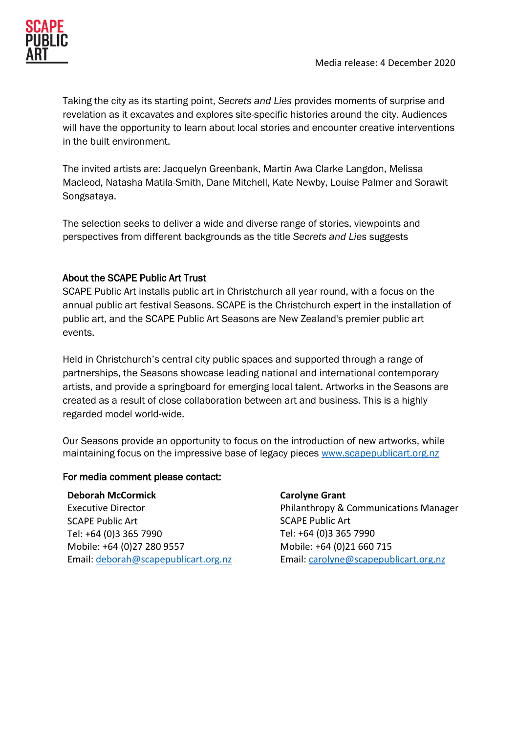Media release: 4 December 2020

Taking the city as its starting point, *Secrets and Lies* provides moments of surprise and revelation as it excavates and explores site-specific histories around the city. Audiences will have the opportunity to learn about local stories and encounter creative interventions in the built environment.

The invited artists are: Jacquelyn Greenbank, Martin Awa Clarke Langdon, Melissa Macleod, Natasha Matila-Smith, Dane Mitchell, Kate Newby, Louise Palmer and Sorawit Songsataya.

The selection seeks to deliver a wide and diverse range of stories, viewpoints and perspectives from different backgrounds as the title *Secrets and Lies* suggests

## About the SCAPE Public Art Trust

SCAPE Public Art installs public art in Christchurch all year round, with a focus on the annual public art festival Seasons. SCAPE is the Christchurch expert in the installation of public art, and the SCAPE Public Art Seasons are New Zealand's premier public art events.

Held in Christchurch's central city public spaces and supported through a range of partnerships, the Seasons showcase leading national and international contemporary artists, and provide a springboard for emerging local talent. Artworks in the Seasons are created as a result of close collaboration between art and business. This is a highly regarded model world-wide.

Our Seasons provide an opportunity to focus on the introduction of new artworks, while maintaining focus on the impressive base of legacy pieces www.scapepublicart.org.nz

## For media comment please contact:

**Deborah McCormick**
Executive Director
SCAPE Public Art
Tel: +64 (0)3 365 7990
Mobile: +64 (0)27 280 9557
Email: deborah@scapepublicart.org.nz

**Carolyne Grant**
Philanthropy & Communications Manager
SCAPE Public Art
Tel: +64 (0)3 365 7990
Mobile: +64 (0)21 660 715
Email: carolyne@scapepublicart.org.nz